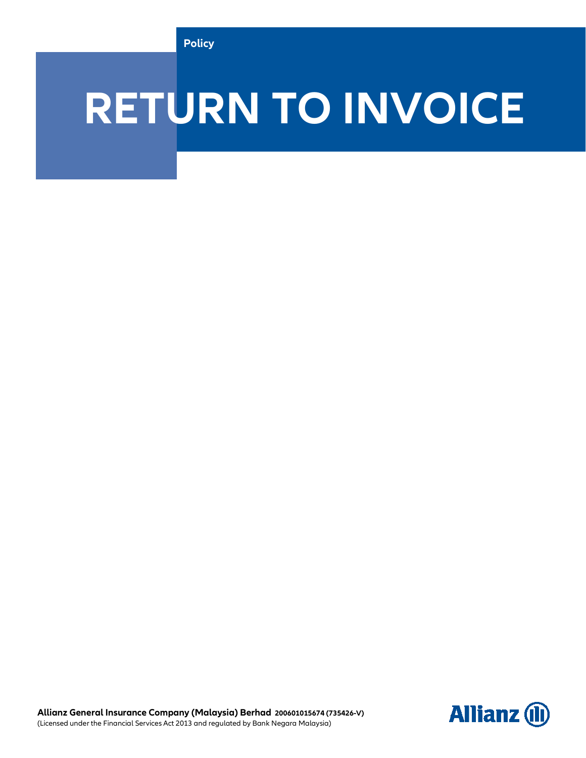Policy

# RETURN TO INVOICE

**Allianz General Insurance Company (Malaysia) Berhad** **200601015674 (735426-V)**
(Licensed under the Financial Services Act 2013 and regulated by Bank Negara Malaysia)

Allianz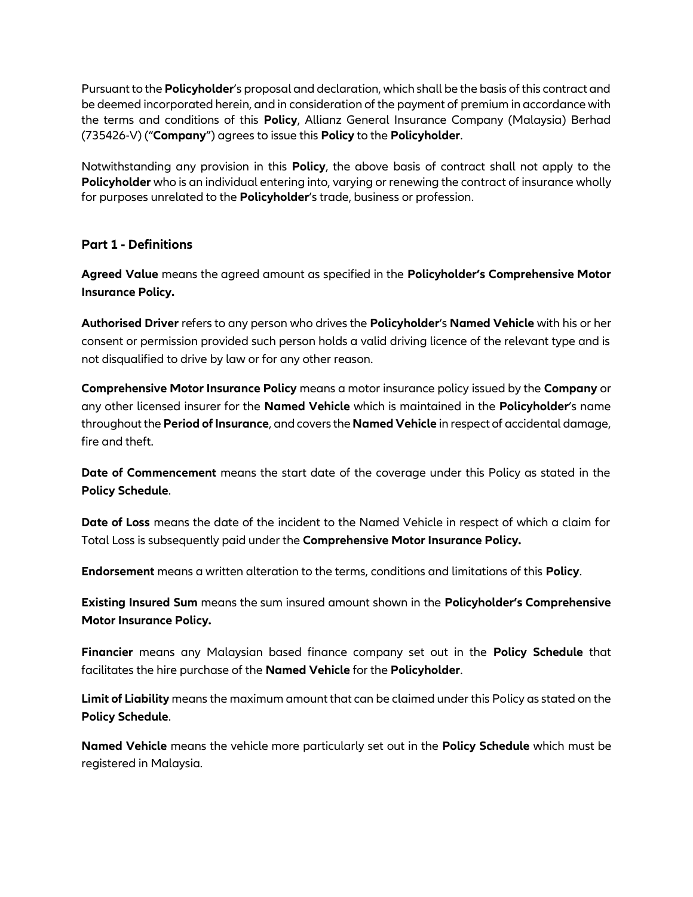Pursuant to the **Policyholder**'s proposal and declaration, which shall be the basis of this contract and be deemed incorporated herein, and in consideration of the payment of premium in accordance with the terms and conditions of this **Policy**, Allianz General Insurance Company (Malaysia) Berhad (735426-V) ("**Company**") agrees to issue this **Policy** to the **Policyholder**.

Notwithstanding any provision in this **Policy**, the above basis of contract shall not apply to the **Policyholder** who is an individual entering into, varying or renewing the contract of insurance wholly for purposes unrelated to the **Policyholder**'s trade, business or profession.

## Part 1 - Definitions

**Agreed Value** means the agreed amount as specified in the **Policyholder's Comprehensive Motor Insurance Policy.**

**Authorised Driver** refers to any person who drives the **Policyholder**'s **Named Vehicle** with his or her consent or permission provided such person holds a valid driving licence of the relevant type and is not disqualified to drive by law or for any other reason.

**Comprehensive Motor Insurance Policy** means a motor insurance policy issued by the **Company** or any other licensed insurer for the **Named Vehicle** which is maintained in the **Policyholder**'s name throughout the **Period of Insurance**, and covers the **Named Vehicle** in respect of accidental damage, fire and theft.

**Date of Commencement** means the start date of the coverage under this Policy as stated in the **Policy Schedule**.

**Date of Loss** means the date of the incident to the Named Vehicle in respect of which a claim for Total Loss is subsequently paid under the **Comprehensive Motor Insurance Policy.**

**Endorsement** means a written alteration to the terms, conditions and limitations of this **Policy**.

**Existing Insured Sum** means the sum insured amount shown in the **Policyholder's Comprehensive Motor Insurance Policy.**

**Financier** means any Malaysian based finance company set out in the **Policy Schedule** that facilitates the hire purchase of the **Named Vehicle** for the **Policyholder**.

**Limit of Liability** means the maximum amount that can be claimed under this Policy as stated on the **Policy Schedule**.

**Named Vehicle** means the vehicle more particularly set out in the **Policy Schedule** which must be registered in Malaysia.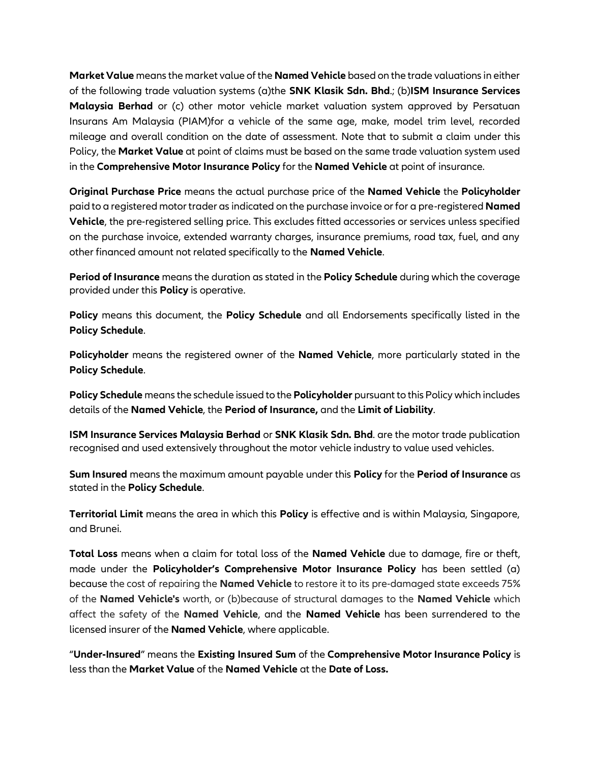**Market Value** means the market value of the **Named Vehicle** based on the trade valuations in either of the following trade valuation systems (a)the **SNK Klasik Sdn. Bhd**.; (b)**ISM Insurance Services Malaysia Berhad** or (c) other motor vehicle market valuation system approved by Persatuan Insurans Am Malaysia (PIAM)for a vehicle of the same age, make, model trim level, recorded mileage and overall condition on the date of assessment. Note that to submit a claim under this Policy, the **Market Value** at point of claims must be based on the same trade valuation system used in the **Comprehensive Motor Insurance Policy** for the **Named Vehicle** at point of insurance.

**Original Purchase Price** means the actual purchase price of the **Named Vehicle** the **Policyholder** paid to a registered motor trader as indicated on the purchase invoice or for a pre-registered **Named Vehicle**, the pre-registered selling price. This excludes fitted accessories or services unless specified on the purchase invoice, extended warranty charges, insurance premiums, road tax, fuel, and any other financed amount not related specifically to the **Named Vehicle**.

**Period of Insurance** means the duration as stated in the **Policy Schedule** during which the coverage provided under this **Policy** is operative.

**Policy** means this document, the **Policy Schedule** and all Endorsements specifically listed in the **Policy Schedule**.

**Policyholder** means the registered owner of the **Named Vehicle**, more particularly stated in the **Policy Schedule**.

**Policy Schedule** means the schedule issued to the **Policyholder** pursuant to this Policy which includes details of the **Named Vehicle**, the **Period of Insurance,** and the **Limit of Liability**.

**ISM Insurance Services Malaysia Berhad** or **SNK Klasik Sdn. Bhd**. are the motor trade publication recognised and used extensively throughout the motor vehicle industry to value used vehicles.

**Sum Insured** means the maximum amount payable under this **Policy** for the **Period of Insurance** as stated in the **Policy Schedule**.

**Territorial Limit** means the area in which this **Policy** is effective and is within Malaysia, Singapore, and Brunei.

**Total Loss** means when a claim for total loss of the **Named Vehicle** due to damage, fire or theft, made under the **Policyholder's Comprehensive Motor Insurance Policy** has been settled (a) because the cost of repairing the **Named Vehicle** to restore it to its pre-damaged state exceeds 75% of the **Named Vehicle's** worth, or (b)because of structural damages to the **Named Vehicle** which affect the safety of the **Named Vehicle**, and the **Named Vehicle** has been surrendered to the licensed insurer of the **Named Vehicle**, where applicable.

"**Under-Insured**" means the **Existing Insured Sum** of the **Comprehensive Motor Insurance Policy** is less than the **Market Value** of the **Named Vehicle** at the **Date of Loss.**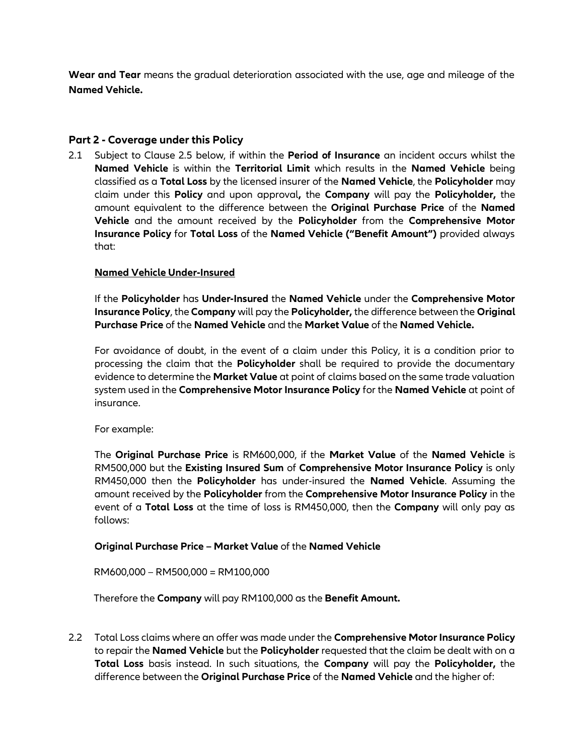**Wear and Tear** means the gradual deterioration associated with the use, age and mileage of the **Named Vehicle.**

## Part 2 - Coverage under this Policy

2.1 Subject to Clause 2.5 below, if within the **Period of Insurance** an incident occurs whilst the **Named Vehicle** is within the **Territorial Limit** which results in the **Named Vehicle** being classified as a **Total Loss** by the licensed insurer of the **Named Vehicle**, the **Policyholder** may claim under this **Policy** and upon approval**,** the **Company** will pay the **Policyholder,** the amount equivalent to the difference between the **Original Purchase Price** of the **Named Vehicle** and the amount received by the **Policyholder** from the **Comprehensive Motor Insurance Policy** for **Total Loss** of the **Named Vehicle ("Benefit Amount")** provided always that:

**Named Vehicle Under-Insured**

If the **Policyholder** has **Under-Insured** the **Named Vehicle** under the **Comprehensive Motor Insurance Policy**, the **Company** will pay the **Policyholder,** the difference between the **Original Purchase Price** of the **Named Vehicle** and the **Market Value** of the **Named Vehicle.**

For avoidance of doubt, in the event of a claim under this Policy, it is a condition prior to processing the claim that the **Policyholder** shall be required to provide the documentary evidence to determine the **Market Value** at point of claims based on the same trade valuation system used in the **Comprehensive Motor Insurance Policy** for the **Named Vehicle** at point of insurance.

For example:

The **Original Purchase Price** is RM600,000, if the **Market Value** of the **Named Vehicle** is RM500,000 but the **Existing Insured Sum** of **Comprehensive Motor Insurance Policy** is only RM450,000 then the **Policyholder** has under-insured the **Named Vehicle**. Assuming the amount received by the **Policyholder** from the **Comprehensive Motor Insurance Policy** in the event of a **Total Loss** at the time of loss is RM450,000, then the **Company** will only pay as follows:

**Original Purchase Price – Market Value** of the **Named Vehicle**

RM600,000 – RM500,000 = RM100,000

Therefore the **Company** will pay RM100,000 as the **Benefit Amount.**

2.2 Total Loss claims where an offer was made under the **Comprehensive Motor Insurance Policy** to repair the **Named Vehicle** but the **Policyholder** requested that the claim be dealt with on a **Total Loss** basis instead. In such situations, the **Company** will pay the **Policyholder,** the difference between the **Original Purchase Price** of the **Named Vehicle** and the higher of: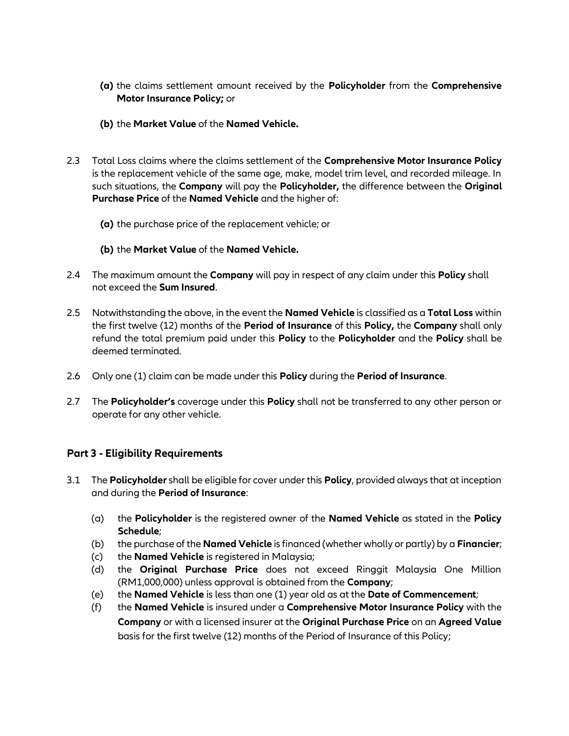**(a)** the claims settlement amount received by the **Policyholder** from the **Comprehensive Motor Insurance Policy;** or

**(b)** the **Market Value** of the **Named Vehicle.**

2.3 Total Loss claims where the claims settlement of the **Comprehensive Motor Insurance Policy** is the replacement vehicle of the same age, make, model trim level, and recorded mileage. In such situations, the **Company** will pay the **Policyholder,** the difference between the **Original Purchase Price** of the **Named Vehicle** and the higher of:

**(a)** the purchase price of the replacement vehicle; or

**(b)** the **Market Value** of the **Named Vehicle.**

2.4 The maximum amount the **Company** will pay in respect of any claim under this **Policy** shall not exceed the **Sum Insured**.

2.5 Notwithstanding the above, in the event the **Named Vehicle** is classified as a **Total Loss** within the first twelve (12) months of the **Period of Insurance** of this **Policy,** the **Company** shall only refund the total premium paid under this **Policy** to the **Policyholder** and the **Policy** shall be deemed terminated.

2.6 Only one (1) claim can be made under this **Policy** during the **Period of Insurance**.

2.7 The **Policyholder's** coverage under this **Policy** shall not be transferred to any other person or operate for any other vehicle.

## Part 3 - Eligibility Requirements

3.1 The **Policyholder** shall be eligible for cover under this **Policy**, provided always that at inception and during the **Period of Insurance**:

(a) the **Policyholder** is the registered owner of the **Named Vehicle** as stated in the **Policy Schedule**;
(b) the purchase of the **Named Vehicle** is financed (whether wholly or partly) by a **Financier**;
(c) the **Named Vehicle** is registered in Malaysia;
(d) the **Original Purchase Price** does not exceed Ringgit Malaysia One Million (RM1,000,000) unless approval is obtained from the **Company**;
(e) the **Named Vehicle** is less than one (1) year old as at the **Date of Commencement**;
(f) the **Named Vehicle** is insured under a **Comprehensive Motor Insurance Policy** with the **Company** or with a licensed insurer at the **Original Purchase Price** on an **Agreed Value** basis for the first twelve (12) months of the Period of Insurance of this Policy;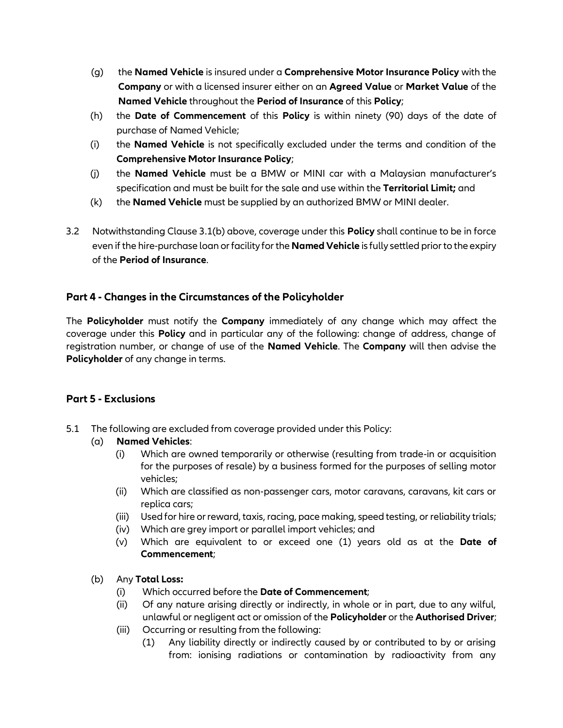(g) the **Named Vehicle** is insured under a **Comprehensive Motor Insurance Policy** with the **Company** or with a licensed insurer either on an **Agreed Value** or **Market Value** of the **Named Vehicle** throughout the **Period of Insurance** of this **Policy**;

(h) the **Date of Commencement** of this **Policy** is within ninety (90) days of the date of purchase of Named Vehicle;

(i) the **Named Vehicle** is not specifically excluded under the terms and condition of the **Comprehensive Motor Insurance Policy**;

(j) the **Named Vehicle** must be a BMW or MINI car with a Malaysian manufacturer's specification and must be built for the sale and use within the **Territorial Limit;** and

(k) the **Named Vehicle** must be supplied by an authorized BMW or MINI dealer.

3.2 Notwithstanding Clause 3.1(b) above, coverage under this **Policy** shall continue to be in force even if the hire-purchase loan or facility for the **Named Vehicle** is fully settled prior to the expiry of the **Period of Insurance**.

## Part 4 - Changes in the Circumstances of the Policyholder

The **Policyholder** must notify the **Company** immediately of any change which may affect the coverage under this **Policy** and in particular any of the following: change of address, change of registration number, or change of use of the **Named Vehicle**. The **Company** will then advise the **Policyholder** of any change in terms.

## Part 5 - Exclusions

5.1 The following are excluded from coverage provided under this Policy:

(a) **Named Vehicles**:

(i) Which are owned temporarily or otherwise (resulting from trade-in or acquisition for the purposes of resale) by a business formed for the purposes of selling motor vehicles;

(ii) Which are classified as non-passenger cars, motor caravans, caravans, kit cars or replica cars;

(iii) Used for hire or reward, taxis, racing, pace making, speed testing, or reliability trials;

(iv) Which are grey import or parallel import vehicles; and

(v) Which are equivalent to or exceed one (1) years old as at the **Date of Commencement**;

(b) Any **Total Loss:**

(i) Which occurred before the **Date of Commencement**;

(ii) Of any nature arising directly or indirectly, in whole or in part, due to any wilful, unlawful or negligent act or omission of the **Policyholder** or the **Authorised Driver**;

(iii) Occurring or resulting from the following:

(1) Any liability directly or indirectly caused by or contributed to by or arising from: ionising radiations or contamination by radioactivity from any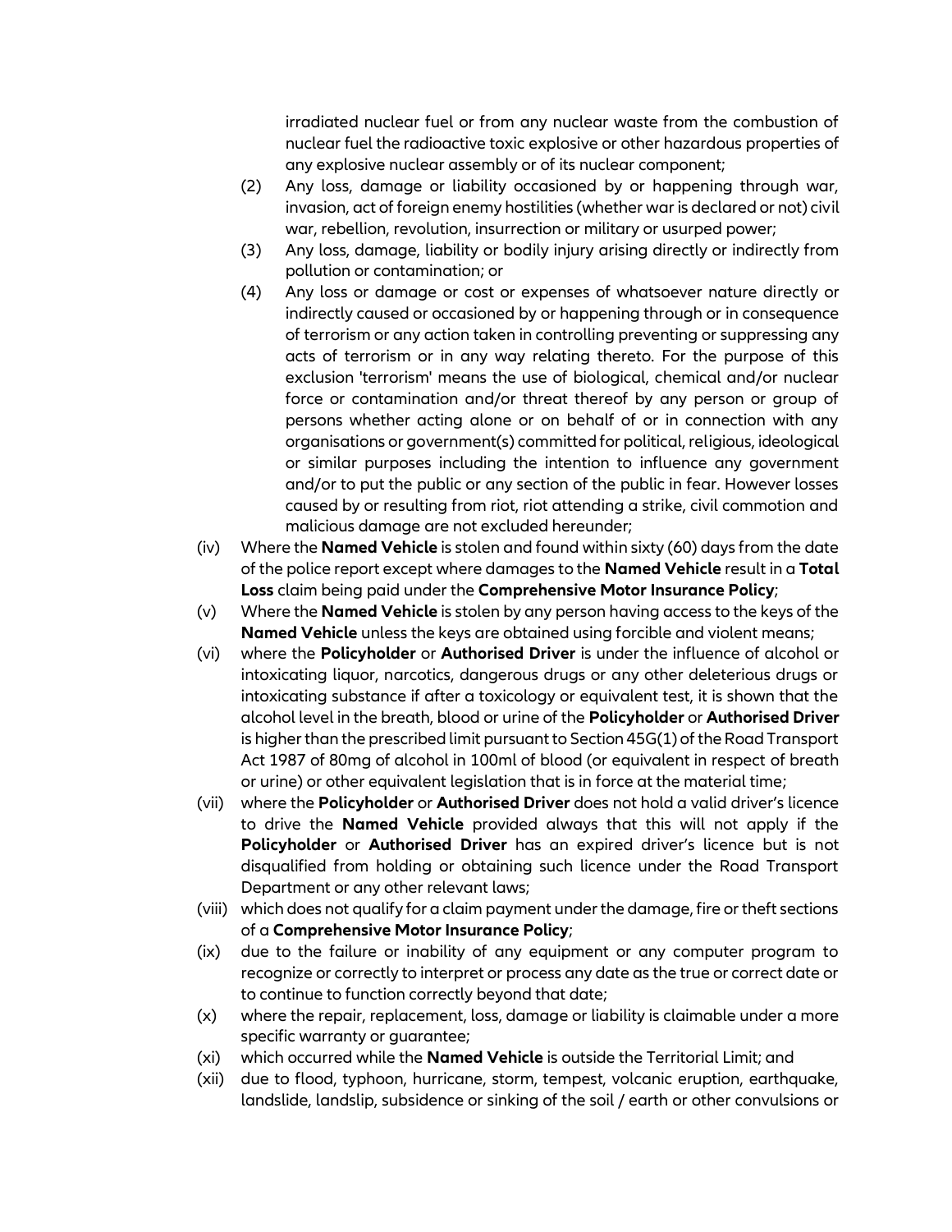irradiated nuclear fuel or from any nuclear waste from the combustion of nuclear fuel the radioactive toxic explosive or other hazardous properties of any explosive nuclear assembly or of its nuclear component;

(2) Any loss, damage or liability occasioned by or happening through war, invasion, act of foreign enemy hostilities (whether war is declared or not) civil war, rebellion, revolution, insurrection or military or usurped power;

(3) Any loss, damage, liability or bodily injury arising directly or indirectly from pollution or contamination; or

(4) Any loss or damage or cost or expenses of whatsoever nature directly or indirectly caused or occasioned by or happening through or in consequence of terrorism or any action taken in controlling preventing or suppressing any acts of terrorism or in any way relating thereto. For the purpose of this exclusion 'terrorism' means the use of biological, chemical and/or nuclear force or contamination and/or threat thereof by any person or group of persons whether acting alone or on behalf of or in connection with any organisations or government(s) committed for political, religious, ideological or similar purposes including the intention to influence any government and/or to put the public or any section of the public in fear. However losses caused by or resulting from riot, riot attending a strike, civil commotion and malicious damage are not excluded hereunder;

(iv) Where the **Named Vehicle** is stolen and found within sixty (60) days from the date of the police report except where damages to the **Named Vehicle** result in a **Total Loss** claim being paid under the **Comprehensive Motor Insurance Policy**;

(v) Where the **Named Vehicle** is stolen by any person having access to the keys of the **Named Vehicle** unless the keys are obtained using forcible and violent means;

(vi) where the **Policyholder** or **Authorised Driver** is under the influence of alcohol or intoxicating liquor, narcotics, dangerous drugs or any other deleterious drugs or intoxicating substance if after a toxicology or equivalent test, it is shown that the alcohol level in the breath, blood or urine of the **Policyholder** or **Authorised Driver** is higher than the prescribed limit pursuant to Section 45G(1) of the Road Transport Act 1987 of 80mg of alcohol in 100ml of blood (or equivalent in respect of breath or urine) or other equivalent legislation that is in force at the material time;

(vii) where the **Policyholder** or **Authorised Driver** does not hold a valid driver's licence to drive the **Named Vehicle** provided always that this will not apply if the **Policyholder** or **Authorised Driver** has an expired driver's licence but is not disqualified from holding or obtaining such licence under the Road Transport Department or any other relevant laws;

(viii) which does not qualify for a claim payment under the damage, fire or theft sections of a **Comprehensive Motor Insurance Policy**;

(ix) due to the failure or inability of any equipment or any computer program to recognize or correctly to interpret or process any date as the true or correct date or to continue to function correctly beyond that date;

(x) where the repair, replacement, loss, damage or liability is claimable under a more specific warranty or guarantee;

(xi) which occurred while the **Named Vehicle** is outside the Territorial Limit; and

(xii) due to flood, typhoon, hurricane, storm, tempest, volcanic eruption, earthquake, landslide, landslip, subsidence or sinking of the soil / earth or other convulsions or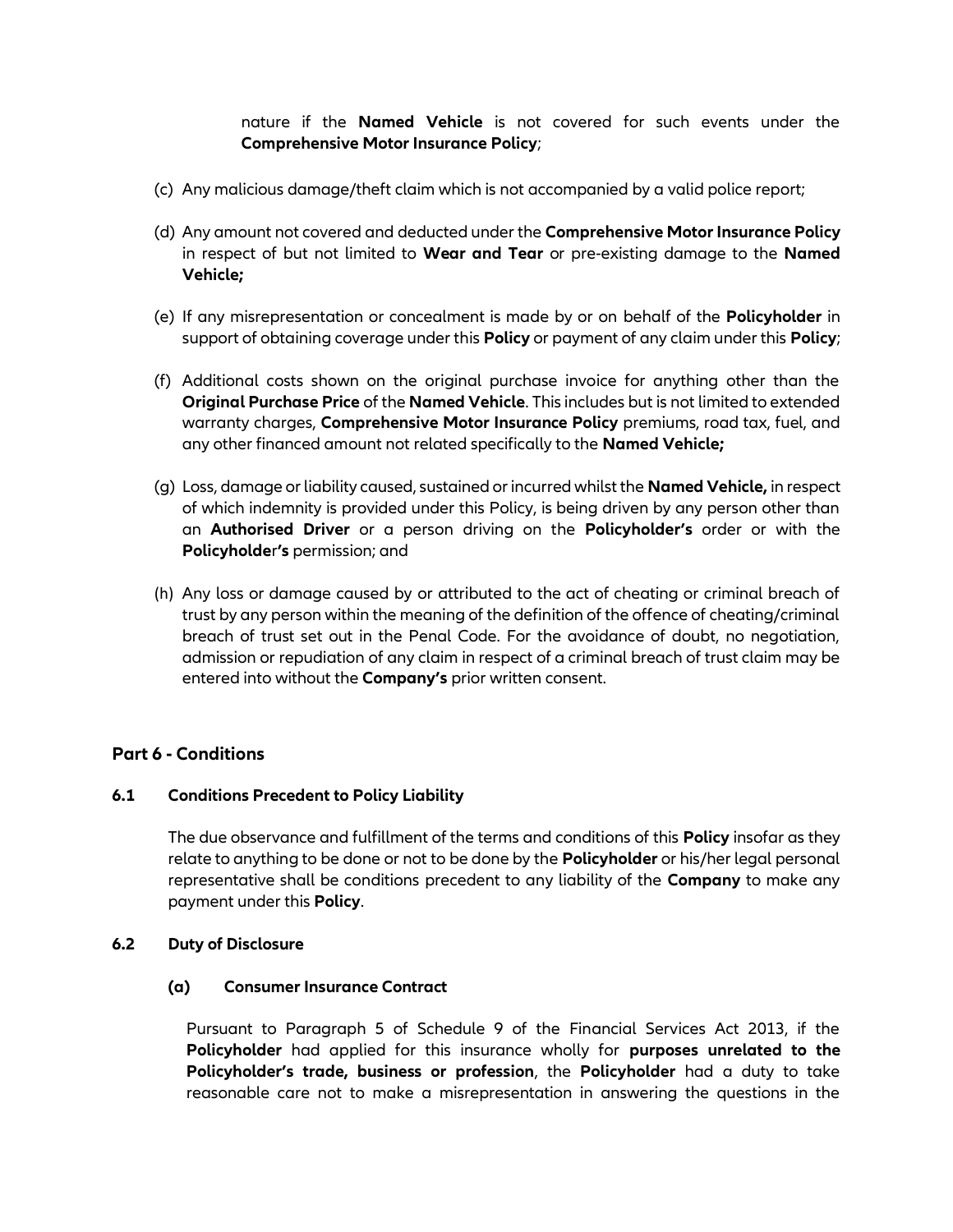nature if the **Named Vehicle** is not covered for such events under the **Comprehensive Motor Insurance Policy**;

(c) Any malicious damage/theft claim which is not accompanied by a valid police report;

(d) Any amount not covered and deducted under the **Comprehensive Motor Insurance Policy** in respect of but not limited to **Wear and Tear** or pre-existing damage to the **Named Vehicle;**

(e) If any misrepresentation or concealment is made by or on behalf of the **Policyholder** in support of obtaining coverage under this **Policy** or payment of any claim under this **Policy**;

(f) Additional costs shown on the original purchase invoice for anything other than the **Original Purchase Price** of the **Named Vehicle**. This includes but is not limited to extended warranty charges, **Comprehensive Motor Insurance Policy** premiums, road tax, fuel, and any other financed amount not related specifically to the **Named Vehicle;**

(g) Loss, damage or liability caused, sustained or incurred whilst the **Named Vehicle,** in respect of which indemnity is provided under this Policy, is being driven by any person other than an **Authorised Driver** or a person driving on the **Policyholder's** order or with the **Policyholder's** permission; and

(h) Any loss or damage caused by or attributed to the act of cheating or criminal breach of trust by any person within the meaning of the definition of the offence of cheating/criminal breach of trust set out in the Penal Code. For the avoidance of doubt, no negotiation, admission or repudiation of any claim in respect of a criminal breach of trust claim may be entered into without the **Company's** prior written consent.

## Part 6 - Conditions

### 6.1 Conditions Precedent to Policy Liability

The due observance and fulfillment of the terms and conditions of this **Policy** insofar as they relate to anything to be done or not to be done by the **Policyholder** or his/her legal personal representative shall be conditions precedent to any liability of the **Company** to make any payment under this **Policy**.

### 6.2 Duty of Disclosure

#### (a) Consumer Insurance Contract

Pursuant to Paragraph 5 of Schedule 9 of the Financial Services Act 2013, if the **Policyholder** had applied for this insurance wholly for **purposes unrelated to the Policyholder's trade, business or profession**, the **Policyholder** had a duty to take reasonable care not to make a misrepresentation in answering the questions in the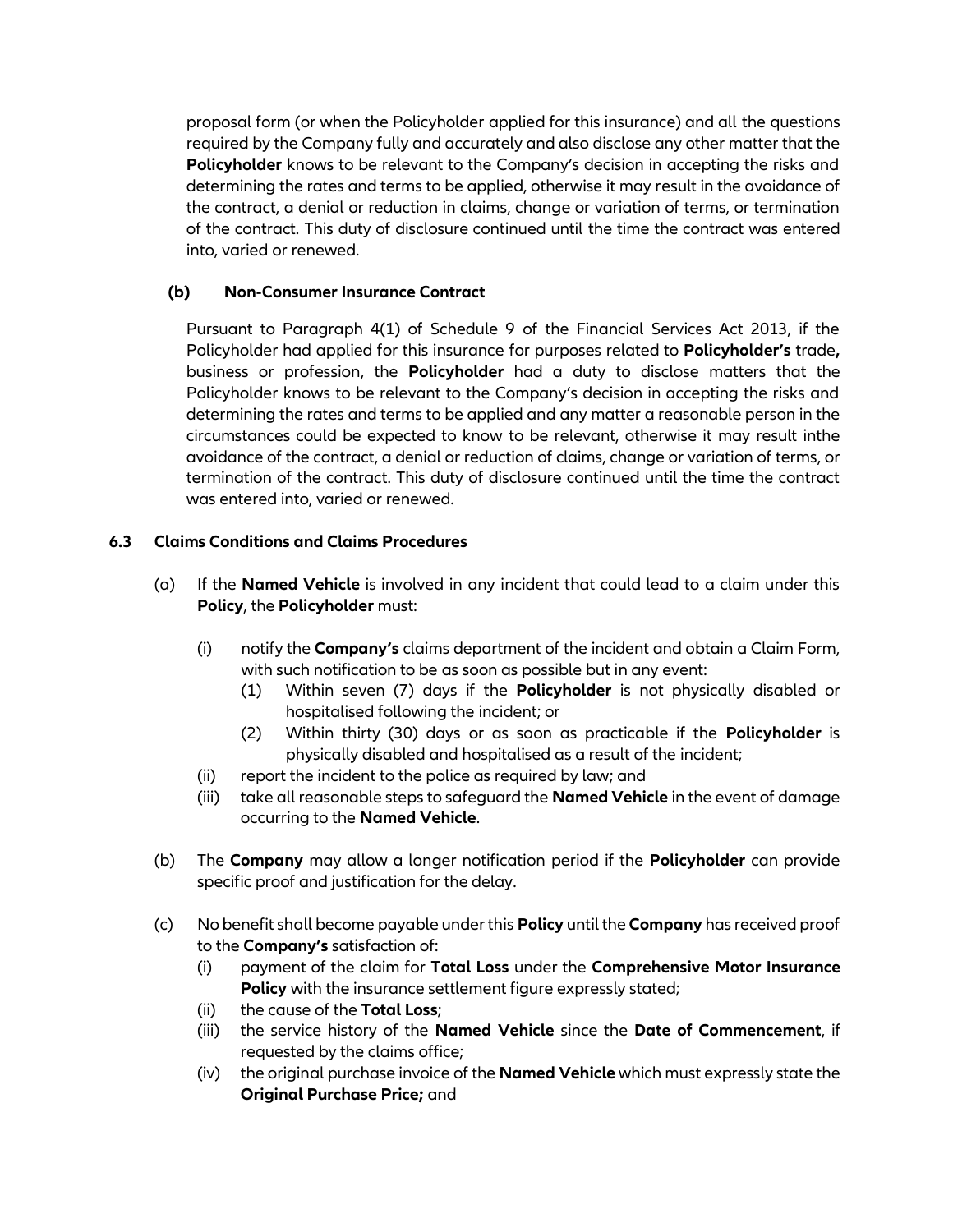proposal form (or when the Policyholder applied for this insurance) and all the questions required by the Company fully and accurately and also disclose any other matter that the **Policyholder** knows to be relevant to the Company's decision in accepting the risks and determining the rates and terms to be applied, otherwise it may result in the avoidance of the contract, a denial or reduction in claims, change or variation of terms, or termination of the contract. This duty of disclosure continued until the time the contract was entered into, varied or renewed.

**(b) Non-Consumer Insurance Contract**

Pursuant to Paragraph 4(1) of Schedule 9 of the Financial Services Act 2013, if the Policyholder had applied for this insurance for purposes related to **Policyholder's** trade**,** business or profession, the **Policyholder** had a duty to disclose matters that the Policyholder knows to be relevant to the Company's decision in accepting the risks and determining the rates and terms to be applied and any matter a reasonable person in the circumstances could be expected to know to be relevant, otherwise it may result inthe avoidance of the contract, a denial or reduction of claims, change or variation of terms, or termination of the contract. This duty of disclosure continued until the time the contract was entered into, varied or renewed.

### 6.3 Claims Conditions and Claims Procedures

(a) If the **Named Vehicle** is involved in any incident that could lead to a claim under this **Policy**, the **Policyholder** must:

- (i) notify the **Company's** claims department of the incident and obtain a Claim Form, with such notification to be as soon as possible but in any event:
  - (1) Within seven (7) days if the **Policyholder** is not physically disabled or hospitalised following the incident; or
  - (2) Within thirty (30) days or as soon as practicable if the **Policyholder** is physically disabled and hospitalised as a result of the incident;
- (ii) report the incident to the police as required by law; and
- (iii) take all reasonable steps to safeguard the **Named Vehicle** in the event of damage occurring to the **Named Vehicle**.

(b) The **Company** may allow a longer notification period if the **Policyholder** can provide specific proof and justification for the delay.

(c) No benefit shall become payable under this **Policy** until the **Company** has received proof to the **Company's** satisfaction of:

- (i) payment of the claim for **Total Loss** under the **Comprehensive Motor Insurance Policy** with the insurance settlement figure expressly stated;
- (ii) the cause of the **Total Loss**;
- (iii) the service history of the **Named Vehicle** since the **Date of Commencement**, if requested by the claims office;
- (iv) the original purchase invoice of the **Named Vehicle** which must expressly state the **Original Purchase Price;** and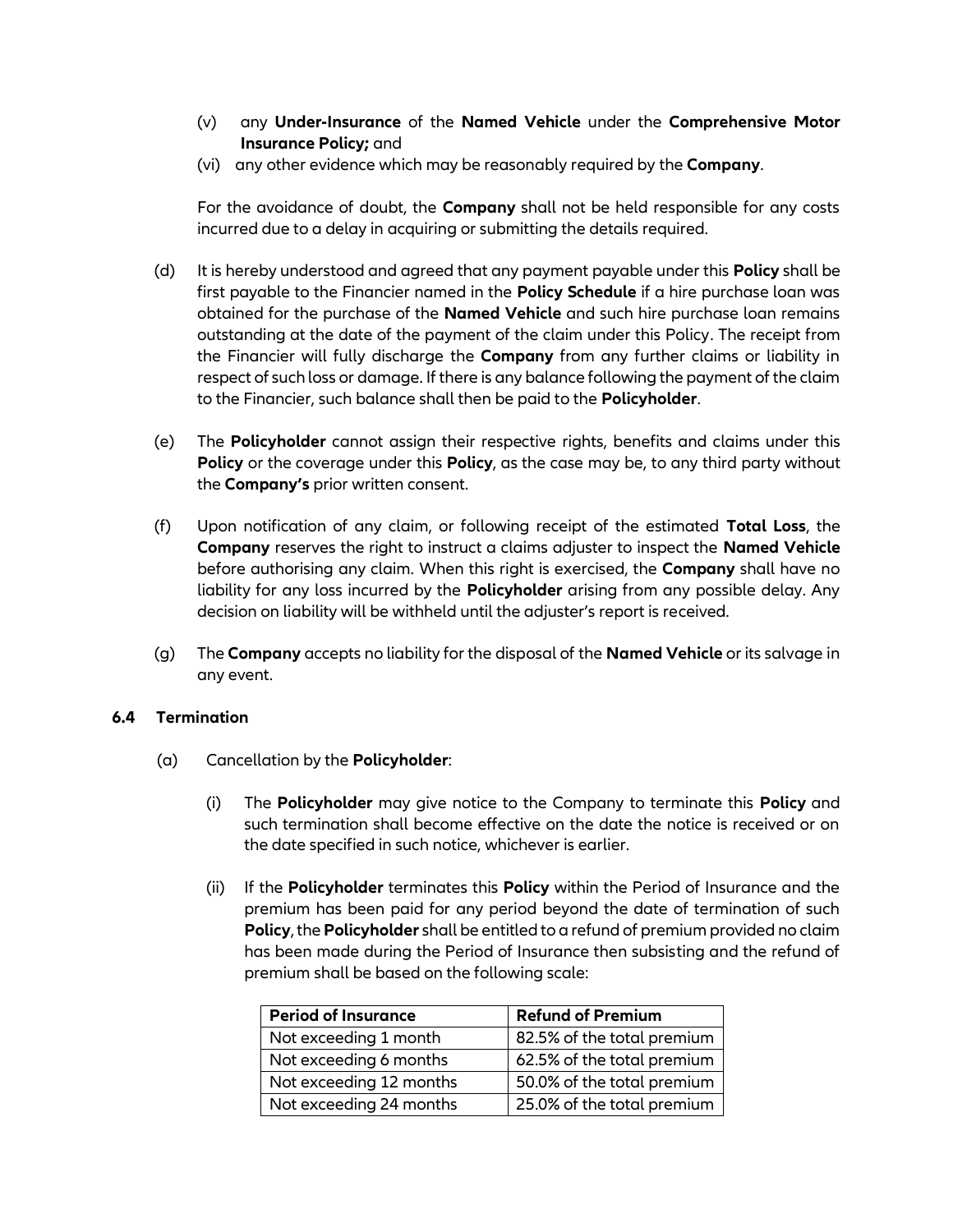(v) any **Under-Insurance** of the **Named Vehicle** under the **Comprehensive Motor Insurance Policy;** and

(vi) any other evidence which may be reasonably required by the **Company**.

For the avoidance of doubt, the **Company** shall not be held responsible for any costs incurred due to a delay in acquiring or submitting the details required.

(d) It is hereby understood and agreed that any payment payable under this **Policy** shall be first payable to the Financier named in the **Policy Schedule** if a hire purchase loan was obtained for the purchase of the **Named Vehicle** and such hire purchase loan remains outstanding at the date of the payment of the claim under this Policy. The receipt from the Financier will fully discharge the **Company** from any further claims or liability in respect of such loss or damage. If there is any balance following the payment of the claim to the Financier, such balance shall then be paid to the **Policyholder**.

(e) The **Policyholder** cannot assign their respective rights, benefits and claims under this **Policy** or the coverage under this **Policy**, as the case may be, to any third party without the **Company's** prior written consent.

(f) Upon notification of any claim, or following receipt of the estimated **Total Loss**, the **Company** reserves the right to instruct a claims adjuster to inspect the **Named Vehicle** before authorising any claim. When this right is exercised, the **Company** shall have no liability for any loss incurred by the **Policyholder** arising from any possible delay. Any decision on liability will be withheld until the adjuster's report is received.

(g) The **Company** accepts no liability for the disposal of the **Named Vehicle** or its salvage in any event.

### 6.4 Termination

(a) Cancellation by the **Policyholder**:

(i) The **Policyholder** may give notice to the Company to terminate this **Policy** and such termination shall become effective on the date the notice is received or on the date specified in such notice, whichever is earlier.

(ii) If the **Policyholder** terminates this **Policy** within the Period of Insurance and the premium has been paid for any period beyond the date of termination of such **Policy**, the **Policyholder** shall be entitled to a refund of premium provided no claim has been made during the Period of Insurance then subsisting and the refund of premium shall be based on the following scale:

| Period of Insurance | Refund of Premium |
|---|---|
| Not exceeding 1 month | 82.5% of the total premium |
| Not exceeding 6 months | 62.5% of the total premium |
| Not exceeding 12 months | 50.0% of the total premium |
| Not exceeding 24 months | 25.0% of the total premium |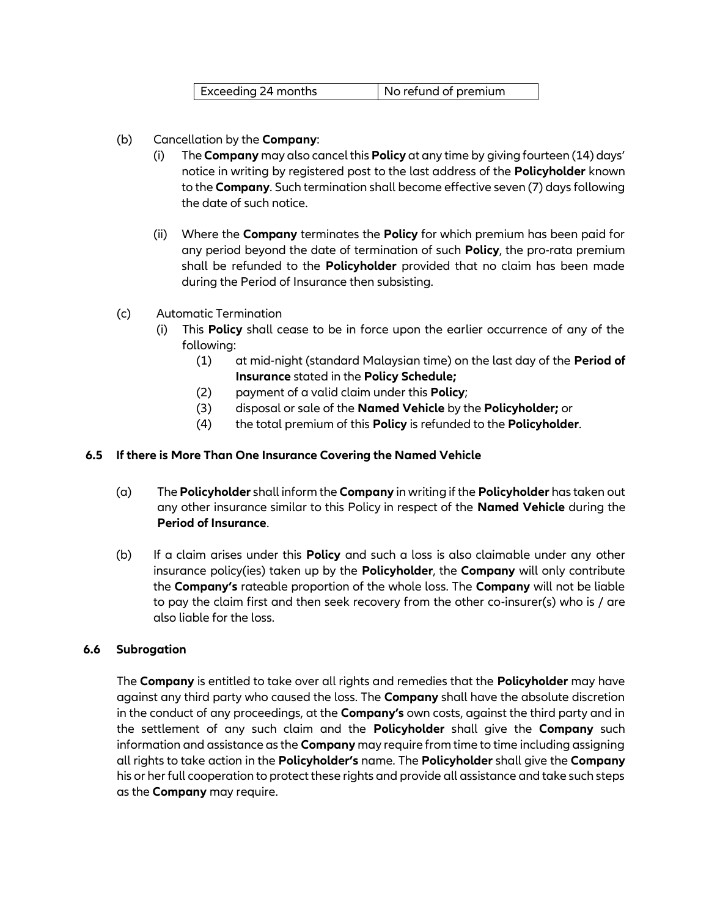| Exceeding 24 months | No refund of premium |
|---|---|

(b) Cancellation by the **Company**:

(i) The **Company** may also cancel this **Policy** at any time by giving fourteen (14) days' notice in writing by registered post to the last address of the **Policyholder** known to the **Company**. Such termination shall become effective seven (7) days following the date of such notice.

(ii) Where the **Company** terminates the **Policy** for which premium has been paid for any period beyond the date of termination of such **Policy**, the pro-rata premium shall be refunded to the **Policyholder** provided that no claim has been made during the Period of Insurance then subsisting.

(c) Automatic Termination

(i) This **Policy** shall cease to be in force upon the earlier occurrence of any of the following:

(1) at mid-night (standard Malaysian time) on the last day of the **Period of Insurance** stated in the **Policy Schedule;**

(2) payment of a valid claim under this **Policy**;

(3) disposal or sale of the **Named Vehicle** by the **Policyholder;** or

(4) the total premium of this **Policy** is refunded to the **Policyholder**.

### 6.5 If there is More Than One Insurance Covering the Named Vehicle

(a) The **Policyholder** shall inform the **Company** in writing if the **Policyholder** has taken out any other insurance similar to this Policy in respect of the **Named Vehicle** during the **Period of Insurance**.

(b) If a claim arises under this **Policy** and such a loss is also claimable under any other insurance policy(ies) taken up by the **Policyholder**, the **Company** will only contribute the **Company's** rateable proportion of the whole loss. The **Company** will not be liable to pay the claim first and then seek recovery from the other co-insurer(s) who is / are also liable for the loss.

### 6.6 Subrogation

The **Company** is entitled to take over all rights and remedies that the **Policyholder** may have against any third party who caused the loss. The **Company** shall have the absolute discretion in the conduct of any proceedings, at the **Company's** own costs, against the third party and in the settlement of any such claim and the **Policyholder** shall give the **Company** such information and assistance as the **Company** may require from time to time including assigning all rights to take action in the **Policyholder's** name. The **Policyholder** shall give the **Company** his or her full cooperation to protect these rights and provide all assistance and take such steps as the **Company** may require.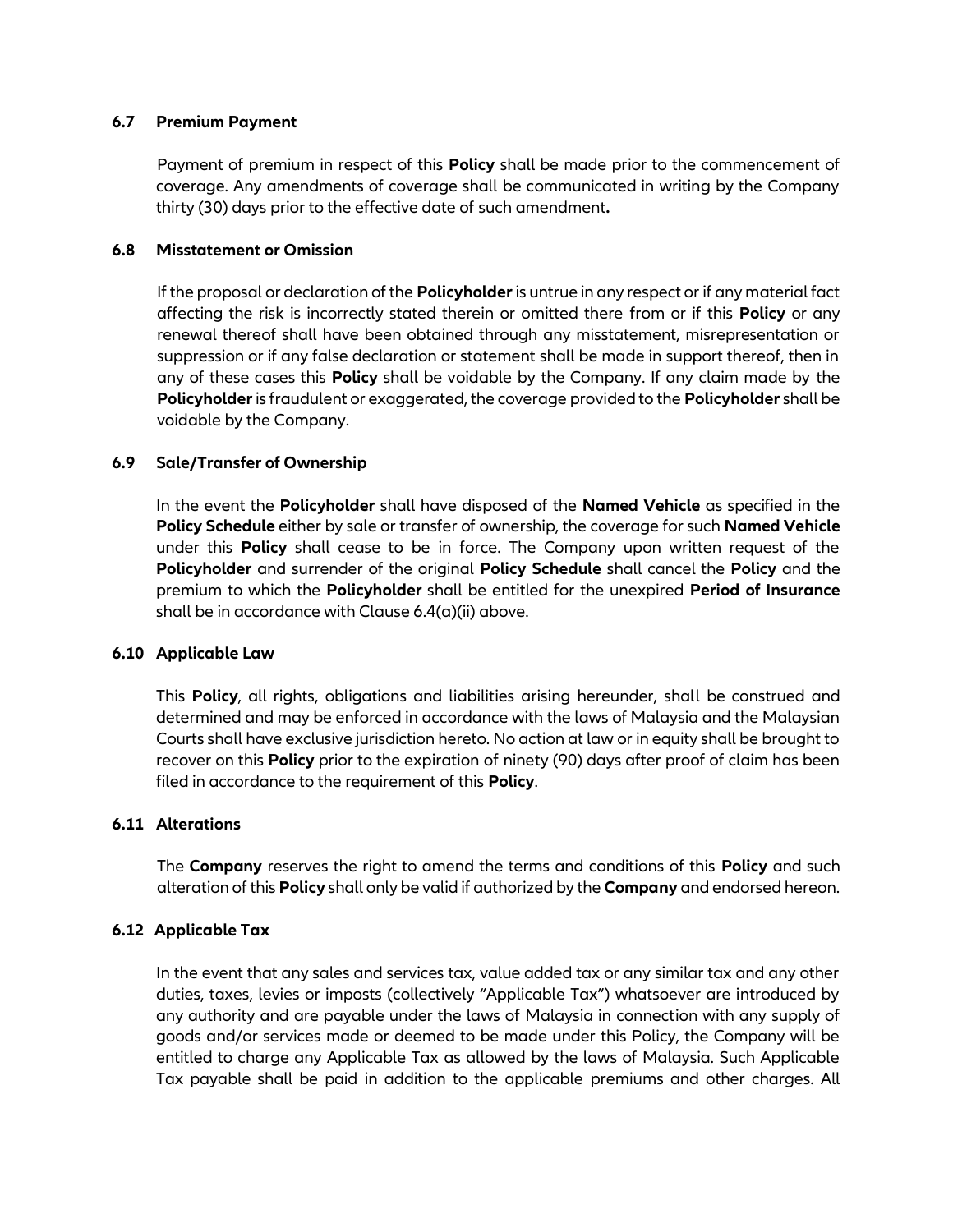### 6.7 Premium Payment

Payment of premium in respect of this **Policy** shall be made prior to the commencement of coverage. Any amendments of coverage shall be communicated in writing by the Company thirty (30) days prior to the effective date of such amendment**.**

### 6.8 Misstatement or Omission

If the proposal or declaration of the **Policyholder** is untrue in any respect or if any material fact affecting the risk is incorrectly stated therein or omitted there from or if this **Policy** or any renewal thereof shall have been obtained through any misstatement, misrepresentation or suppression or if any false declaration or statement shall be made in support thereof, then in any of these cases this **Policy** shall be voidable by the Company. If any claim made by the **Policyholder** is fraudulent or exaggerated, the coverage provided to the **Policyholder** shall be voidable by the Company.

### 6.9 Sale/Transfer of Ownership

In the event the **Policyholder** shall have disposed of the **Named Vehicle** as specified in the **Policy Schedule** either by sale or transfer of ownership, the coverage for such **Named Vehicle** under this **Policy** shall cease to be in force. The Company upon written request of the **Policyholder** and surrender of the original **Policy Schedule** shall cancel the **Policy** and the premium to which the **Policyholder** shall be entitled for the unexpired **Period of Insurance** shall be in accordance with Clause 6.4(a)(ii) above.

### 6.10 Applicable Law

This **Policy**, all rights, obligations and liabilities arising hereunder, shall be construed and determined and may be enforced in accordance with the laws of Malaysia and the Malaysian Courts shall have exclusive jurisdiction hereto. No action at law or in equity shall be brought to recover on this **Policy** prior to the expiration of ninety (90) days after proof of claim has been filed in accordance to the requirement of this **Policy**.

### 6.11 Alterations

The **Company** reserves the right to amend the terms and conditions of this **Policy** and such alteration of this **Policy** shall only be valid if authorized by the **Company** and endorsed hereon.

### 6.12 Applicable Tax

In the event that any sales and services tax, value added tax or any similar tax and any other duties, taxes, levies or imposts (collectively "Applicable Tax") whatsoever are introduced by any authority and are payable under the laws of Malaysia in connection with any supply of goods and/or services made or deemed to be made under this Policy, the Company will be entitled to charge any Applicable Tax as allowed by the laws of Malaysia. Such Applicable Tax payable shall be paid in addition to the applicable premiums and other charges. All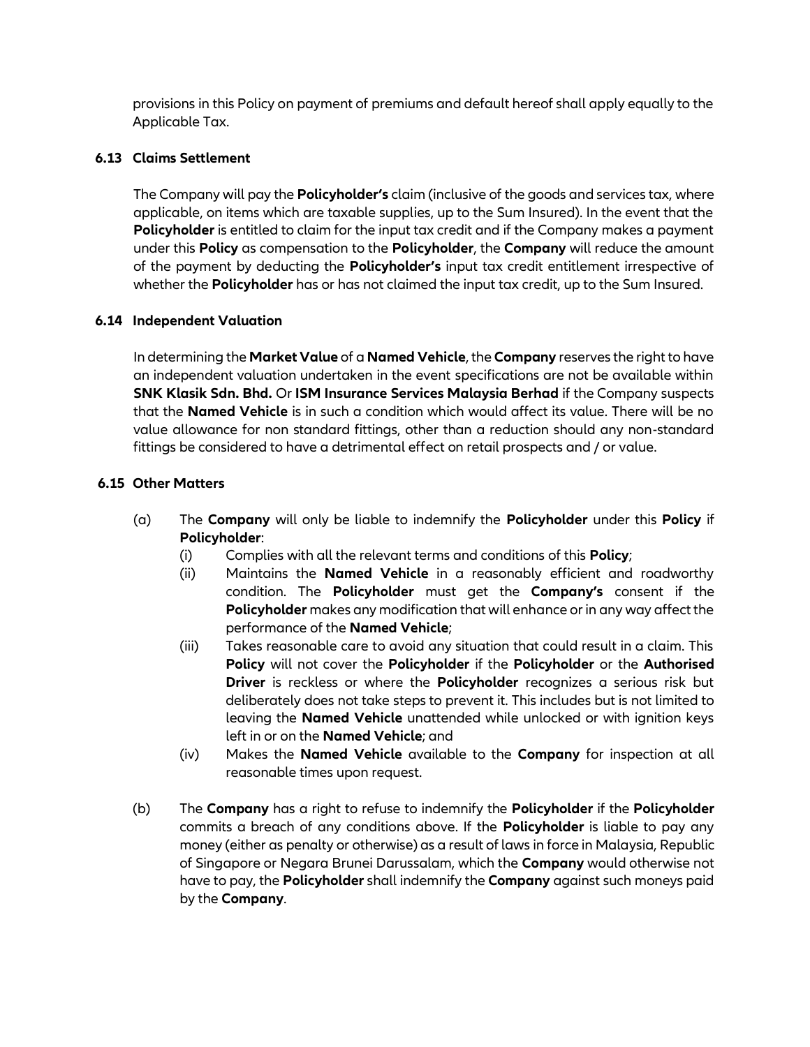provisions in this Policy on payment of premiums and default hereof shall apply equally to the Applicable Tax.

### 6.13 Claims Settlement

The Company will pay the **Policyholder's** claim (inclusive of the goods and services tax, where applicable, on items which are taxable supplies, up to the Sum Insured). In the event that the **Policyholder** is entitled to claim for the input tax credit and if the Company makes a payment under this **Policy** as compensation to the **Policyholder**, the **Company** will reduce the amount of the payment by deducting the **Policyholder's** input tax credit entitlement irrespective of whether the **Policyholder** has or has not claimed the input tax credit, up to the Sum Insured.

### 6.14 Independent Valuation

In determining the **Market Value** of a **Named Vehicle**, the **Company** reserves the right to have an independent valuation undertaken in the event specifications are not be available within **SNK Klasik Sdn. Bhd.** Or **ISM Insurance Services Malaysia Berhad** if the Company suspects that the **Named Vehicle** is in such a condition which would affect its value. There will be no value allowance for non standard fittings, other than a reduction should any non-standard fittings be considered to have a detrimental effect on retail prospects and / or value.

### 6.15 Other Matters

(a) The **Company** will only be liable to indemnify the **Policyholder** under this **Policy** if **Policyholder**:

   (i) Complies with all the relevant terms and conditions of this **Policy**;

   (ii) Maintains the **Named Vehicle** in a reasonably efficient and roadworthy condition. The **Policyholder** must get the **Company's** consent if the **Policyholder** makes any modification that will enhance or in any way affect the performance of the **Named Vehicle**;

   (iii) Takes reasonable care to avoid any situation that could result in a claim. This **Policy** will not cover the **Policyholder** if the **Policyholder** or the **Authorised Driver** is reckless or where the **Policyholder** recognizes a serious risk but deliberately does not take steps to prevent it. This includes but is not limited to leaving the **Named Vehicle** unattended while unlocked or with ignition keys left in or on the **Named Vehicle**; and

   (iv) Makes the **Named Vehicle** available to the **Company** for inspection at all reasonable times upon request.

(b) The **Company** has a right to refuse to indemnify the **Policyholder** if the **Policyholder** commits a breach of any conditions above. If the **Policyholder** is liable to pay any money (either as penalty or otherwise) as a result of laws in force in Malaysia, Republic of Singapore or Negara Brunei Darussalam, which the **Company** would otherwise not have to pay, the **Policyholder** shall indemnify the **Company** against such moneys paid by the **Company**.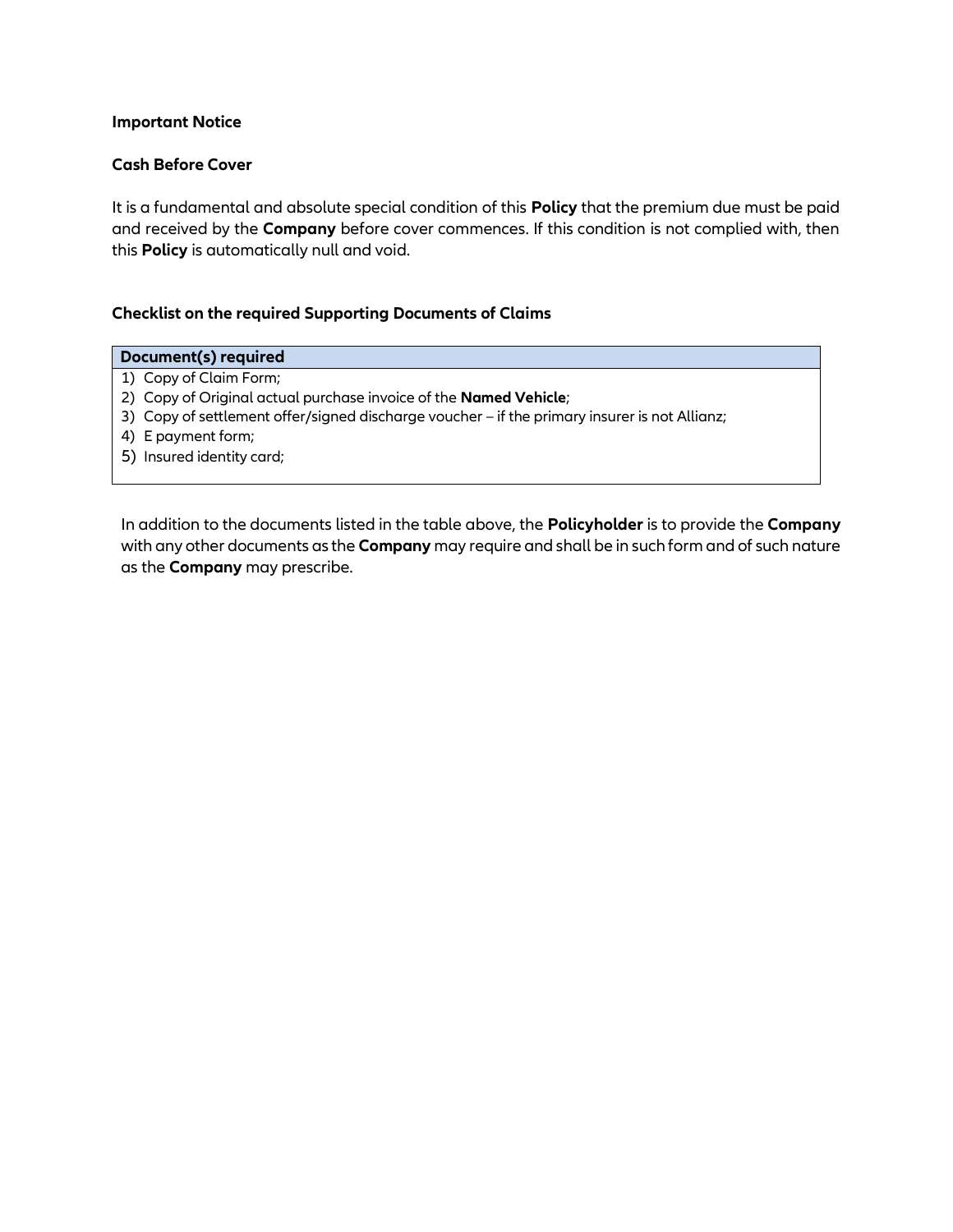**Important Notice**

**Cash Before Cover**

It is a fundamental and absolute special condition of this **Policy** that the premium due must be paid and received by the **Company** before cover commences. If this condition is not complied with, then this **Policy** is automatically null and void.

**Checklist on the required Supporting Documents of Claims**

| Document(s) required |
| --- |
| 1) Copy of Claim Form;<br>2) Copy of Original actual purchase invoice of the **Named Vehicle**;<br>3) Copy of settlement offer/signed discharge voucher – if the primary insurer is not Allianz;<br>4) E payment form;<br>5) Insured identity card; |

In addition to the documents listed in the table above, the **Policyholder** is to provide the **Company** with any other documents as the **Company** may require and shall be in such form and of such nature as the **Company** may prescribe.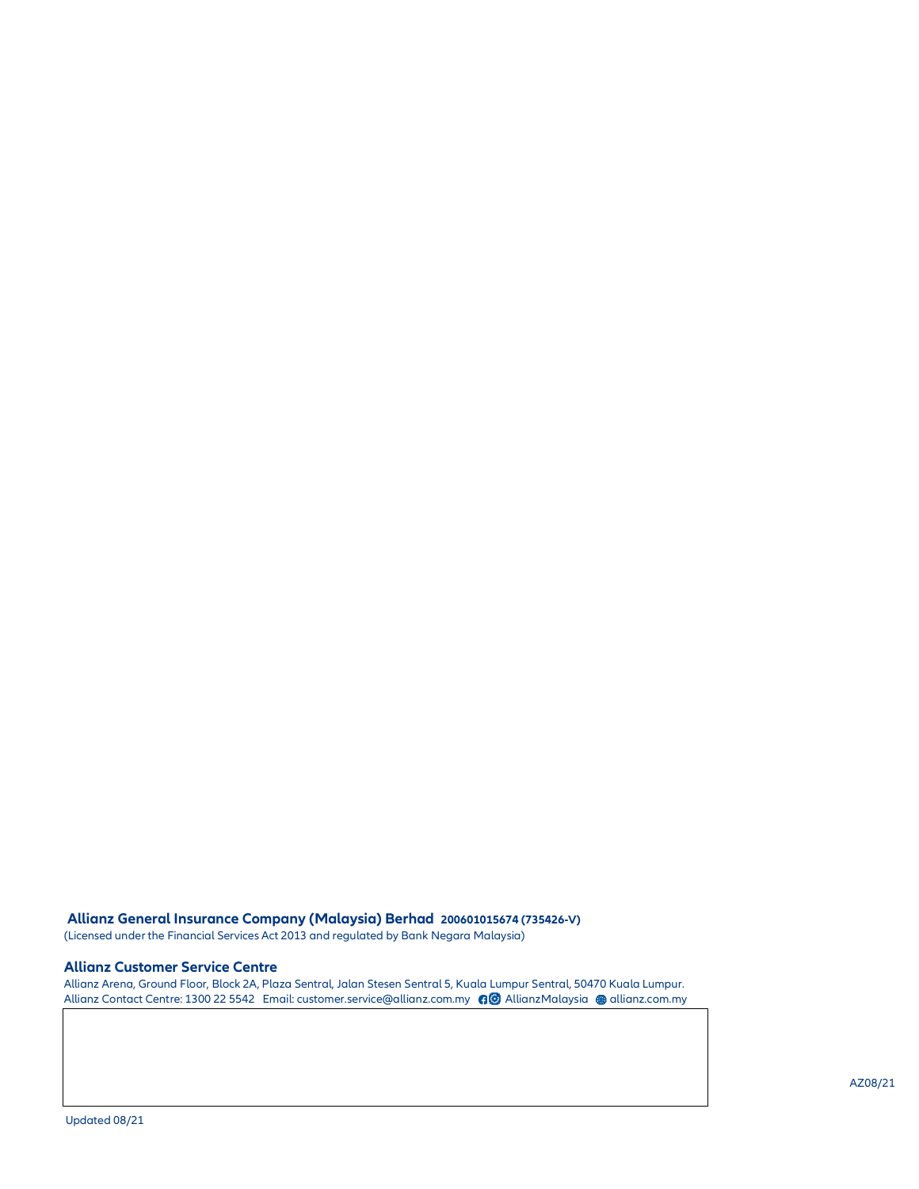**Allianz General Insurance Company (Malaysia) Berhad** **200601015674 (735426-V)**
(Licensed under the Financial Services Act 2013 and regulated by Bank Negara Malaysia)

**Allianz Customer Service Centre**
Allianz Arena, Ground Floor, Block 2A, Plaza Sentral, Jalan Stesen Sentral 5, Kuala Lumpur Sentral, 50470 Kuala Lumpur.
Allianz Contact Centre: 1300 22 5542 Email: customer.service@allianz.com.my AllianzMalaysia allianz.com.my

AZ08/21

Updated 08/21